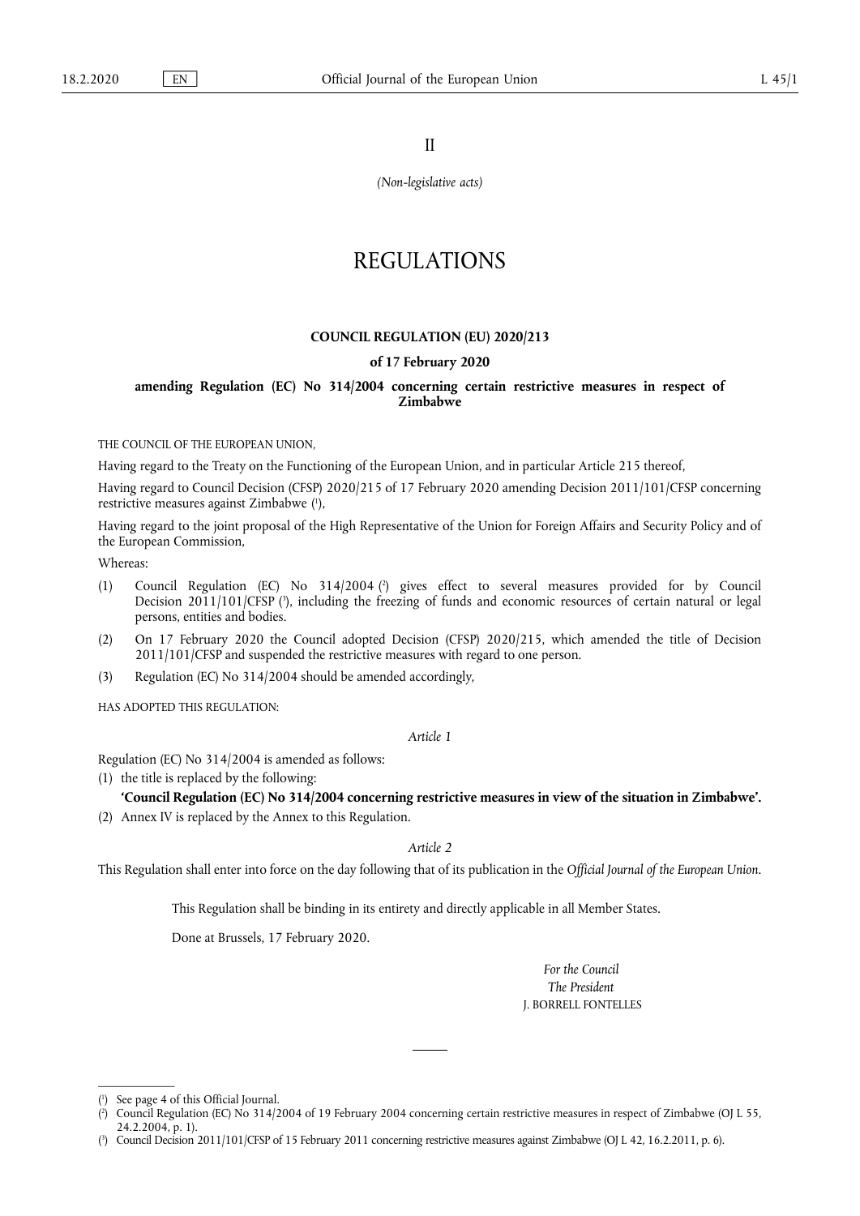II

*(Non-legislative acts)*

# REGULATIONS

## COUNCIL REGULATION (EU) 2020/213

### of 17 February 2020

### amending Regulation (EC) No 314/2004 concerning certain restrictive measures in respect of Zimbabwe

THE COUNCIL OF THE EUROPEAN UNION,

Having regard to the Treaty on the Functioning of the European Union, and in particular Article 215 thereof,

Having regard to Council Decision (CFSP) 2020/215 of 17 February 2020 amending Decision 2011/101/CFSP concerning restrictive measures against Zimbabwe ([1]),

Having regard to the joint proposal of the High Representative of the Union for Foreign Affairs and Security Policy and of the European Commission,

Whereas:

(1) Council Regulation (EC) No 314/2004 ([2]) gives effect to several measures provided for by Council Decision 2011/101/CFSP ([3]), including the freezing of funds and economic resources of certain natural or legal persons, entities and bodies.

(2) On 17 February 2020 the Council adopted Decision (CFSP) 2020/215, which amended the title of Decision 2011/101/CFSP and suspended the restrictive measures with regard to one person.

(3) Regulation (EC) No 314/2004 should be amended accordingly,

HAS ADOPTED THIS REGULATION:

*Article 1*

Regulation (EC) No 314/2004 is amended as follows:

(1) the title is replaced by the following:

**'Council Regulation (EC) No 314/2004 concerning restrictive measures in view of the situation in Zimbabwe'.**

(2) Annex IV is replaced by the Annex to this Regulation.

*Article 2*

This Regulation shall enter into force on the day following that of its publication in the *Official Journal of the European Union*.

This Regulation shall be binding in its entirety and directly applicable in all Member States.

Done at Brussels, 17 February 2020.

*For the Council*

*The President*

J. BORRELL FONTELLES

---

([1]) See page 4 of this Official Journal.

([2]) Council Regulation (EC) No 314/2004 of 19 February 2004 concerning certain restrictive measures in respect of Zimbabwe (OJ L 55, 24.2.2004, p. 1).

([3]) Council Decision 2011/101/CFSP of 15 February 2011 concerning restrictive measures against Zimbabwe (OJ L 42, 16.2.2011, p. 6).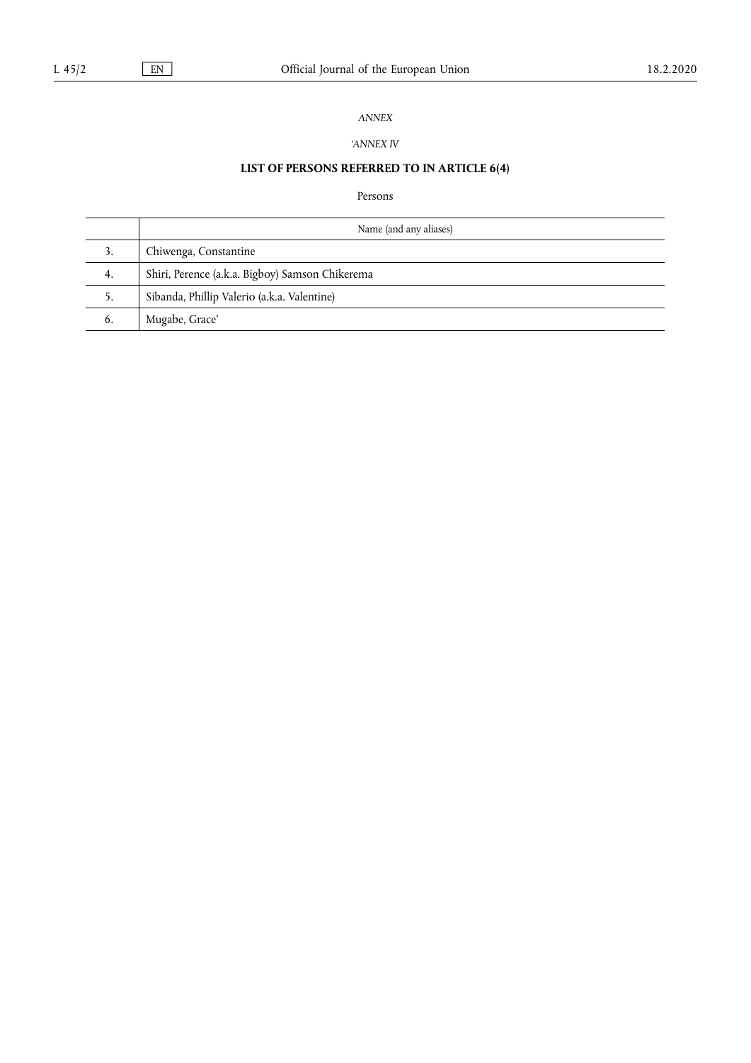*ANNEX*

*'ANNEX IV*

**LIST OF PERSONS REFERRED TO IN ARTICLE 6(4)**

Persons

| | Name (and any aliases) |
|---|---|
| 3. | Chiwenga, Constantine |
| 4. | Shiri, Perence (a.k.a. Bigboy) Samson Chikerema |
| 5. | Sibanda, Phillip Valerio (a.k.a. Valentine) |
| 6. | Mugabe, Grace' |